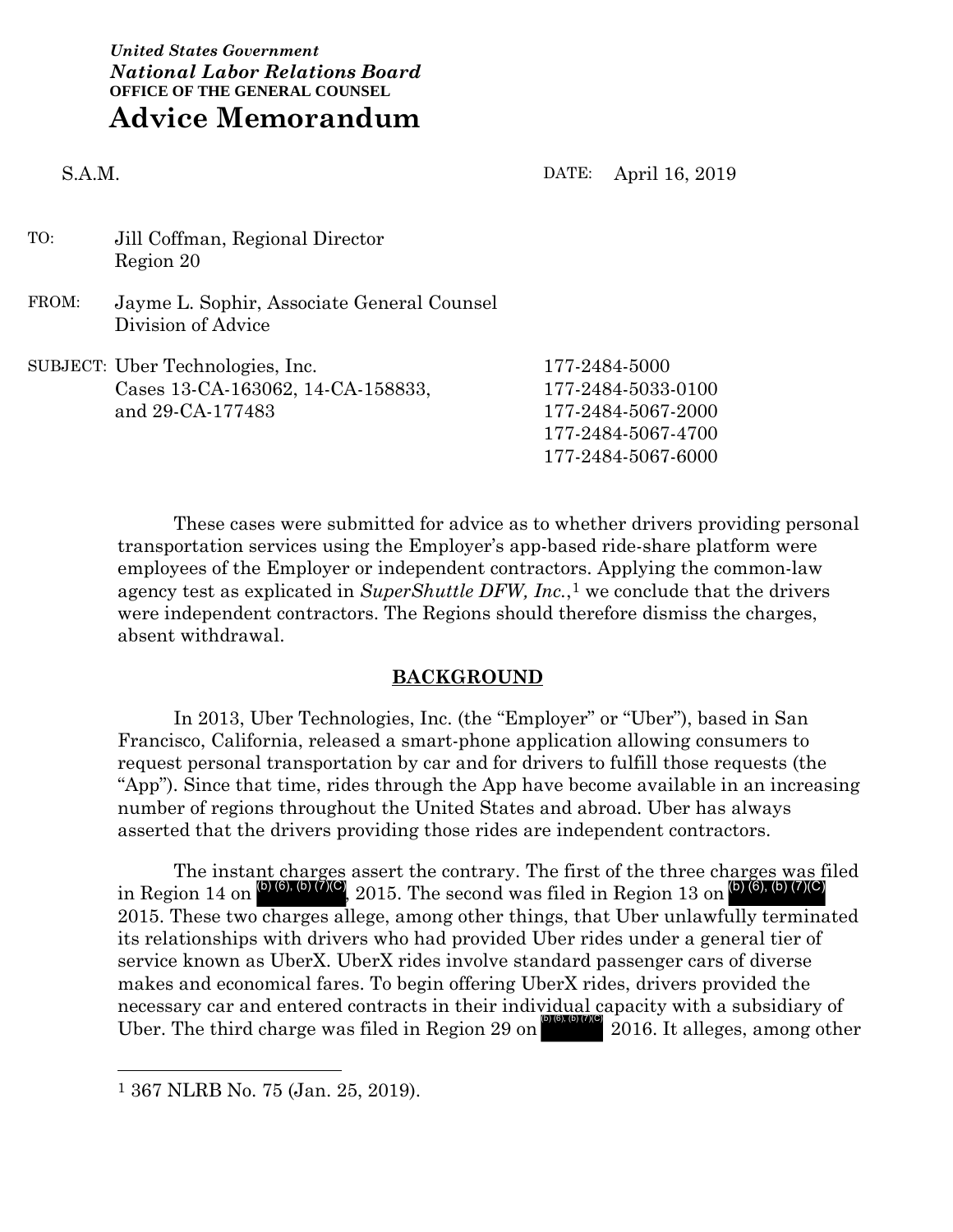*United States Government*
***National Labor Relations Board***
**OFFICE OF THE GENERAL COUNSEL**

# Advice Memorandum

S.A.M.

DATE: April 16, 2019

TO: Jill Coffman, Regional Director
Region 20

FROM: Jayme L. Sophir, Associate General Counsel
Division of Advice

SUBJECT: Uber Technologies, Inc.
Cases 13-CA-163062, 14-CA-158833,
and 29-CA-177483

177-2484-5000
177-2484-5033-0100
177-2484-5067-2000
177-2484-5067-4700
177-2484-5067-6000

These cases were submitted for advice as to whether drivers providing personal transportation services using the Employer's app-based ride-share platform were employees of the Employer or independent contractors. Applying the common-law agency test as explicated in *SuperShuttle DFW, Inc.*,[1] we conclude that the drivers were independent contractors. The Regions should therefore dismiss the charges, absent withdrawal.

## BACKGROUND

In 2013, Uber Technologies, Inc. (the "Employer" or "Uber"), based in San Francisco, California, released a smart-phone application allowing consumers to request personal transportation by car and for drivers to fulfill those requests (the "App"). Since that time, rides through the App have become available in an increasing number of regions throughout the United States and abroad. Uber has always asserted that the drivers providing those rides are independent contractors.

The instant charges assert the contrary. The first of the three charges was filed in Region 14 on (b) (6), (b) (7)(C), 2015. The second was filed in Region 13 on (b) (6), (b) (7)(C) 2015. These two charges allege, among other things, that Uber unlawfully terminated its relationships with drivers who had provided Uber rides under a general tier of service known as UberX. UberX rides involve standard passenger cars of diverse makes and economical fares. To begin offering UberX rides, drivers provided the necessary car and entered contracts in their individual capacity with a subsidiary of Uber. The third charge was filed in Region 29 on (b) (6), (b) (7)(C) 2016. It alleges, among other

---

[1] 367 NLRB No. 75 (Jan. 25, 2019).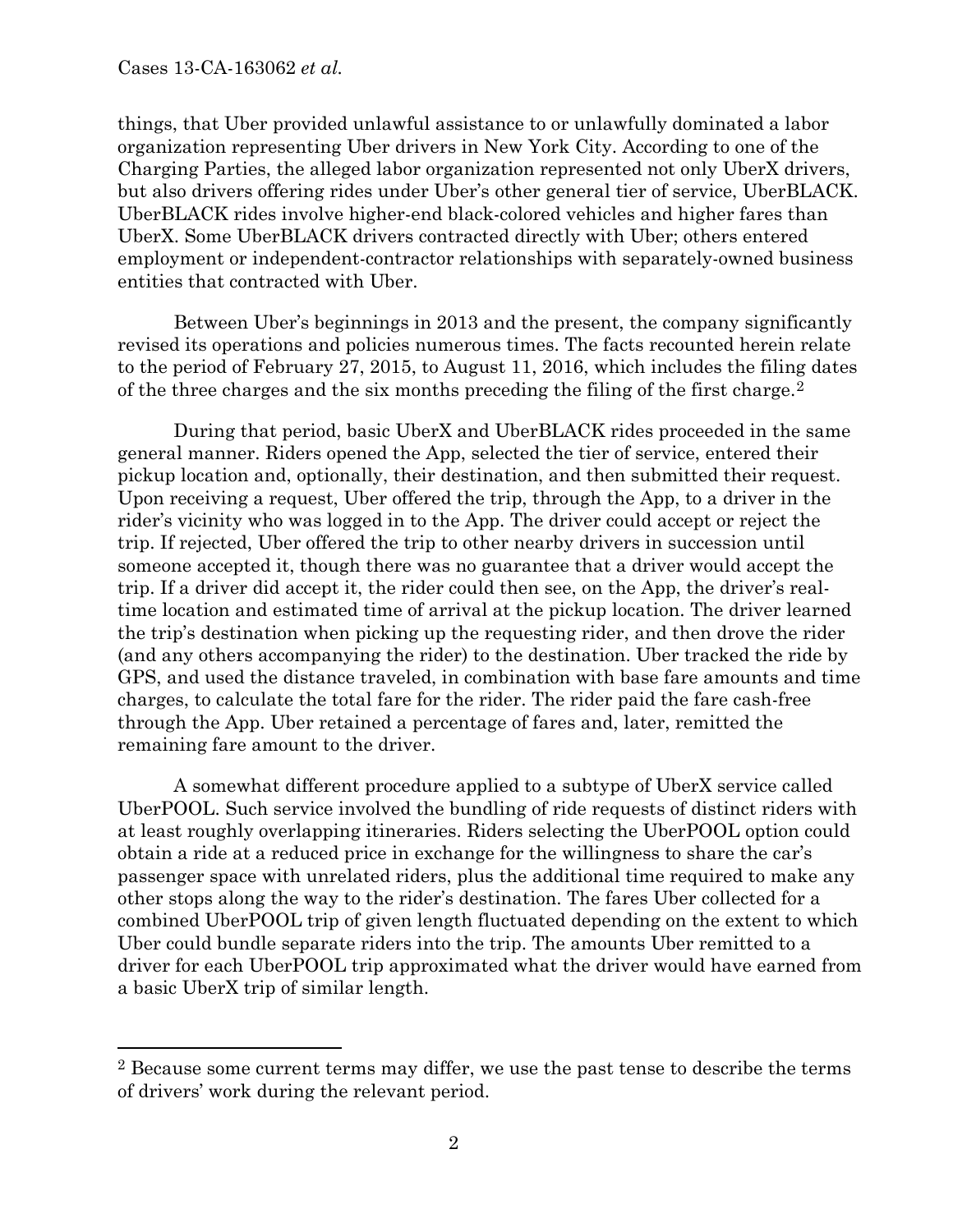things, that Uber provided unlawful assistance to or unlawfully dominated a labor organization representing Uber drivers in New York City. According to one of the Charging Parties, the alleged labor organization represented not only UberX drivers, but also drivers offering rides under Uber's other general tier of service, UberBLACK. UberBLACK rides involve higher-end black-colored vehicles and higher fares than UberX. Some UberBLACK drivers contracted directly with Uber; others entered employment or independent-contractor relationships with separately-owned business entities that contracted with Uber.

Between Uber's beginnings in 2013 and the present, the company significantly revised its operations and policies numerous times. The facts recounted herein relate to the period of February 27, 2015, to August 11, 2016, which includes the filing dates of the three charges and the six months preceding the filing of the first charge.[2]

During that period, basic UberX and UberBLACK rides proceeded in the same general manner. Riders opened the App, selected the tier of service, entered their pickup location and, optionally, their destination, and then submitted their request. Upon receiving a request, Uber offered the trip, through the App, to a driver in the rider's vicinity who was logged in to the App. The driver could accept or reject the trip. If rejected, Uber offered the trip to other nearby drivers in succession until someone accepted it, though there was no guarantee that a driver would accept the trip. If a driver did accept it, the rider could then see, on the App, the driver's real-time location and estimated time of arrival at the pickup location. The driver learned the trip's destination when picking up the requesting rider, and then drove the rider (and any others accompanying the rider) to the destination. Uber tracked the ride by GPS, and used the distance traveled, in combination with base fare amounts and time charges, to calculate the total fare for the rider. The rider paid the fare cash-free through the App. Uber retained a percentage of fares and, later, remitted the remaining fare amount to the driver.

A somewhat different procedure applied to a subtype of UberX service called UberPOOL. Such service involved the bundling of ride requests of distinct riders with at least roughly overlapping itineraries. Riders selecting the UberPOOL option could obtain a ride at a reduced price in exchange for the willingness to share the car's passenger space with unrelated riders, plus the additional time required to make any other stops along the way to the rider's destination. The fares Uber collected for a combined UberPOOL trip of given length fluctuated depending on the extent to which Uber could bundle separate riders into the trip. The amounts Uber remitted to a driver for each UberPOOL trip approximated what the driver would have earned from a basic UberX trip of similar length.

---

[2] Because some current terms may differ, we use the past tense to describe the terms of drivers' work during the relevant period.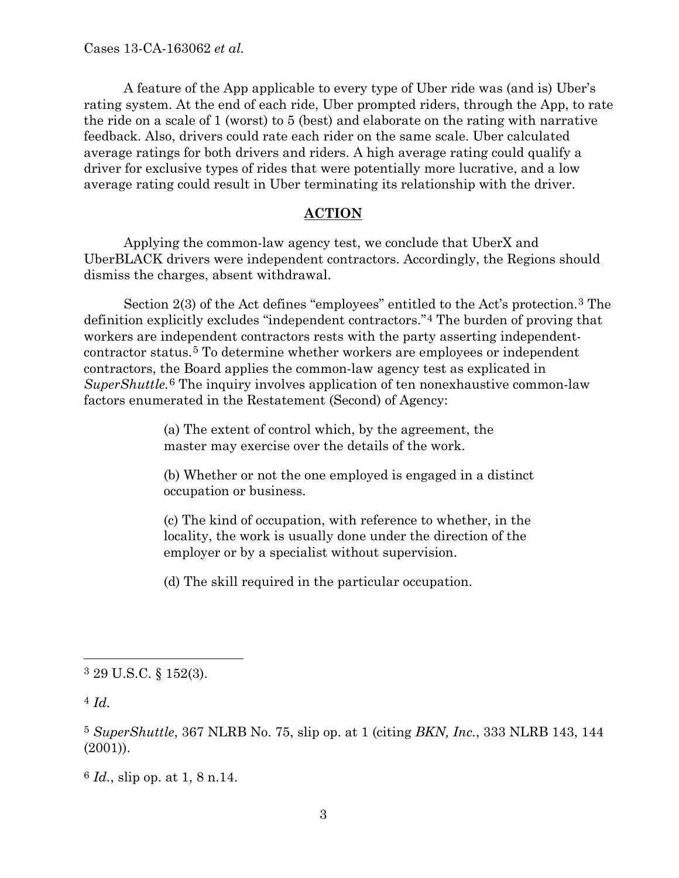A feature of the App applicable to every type of Uber ride was (and is) Uber's rating system. At the end of each ride, Uber prompted riders, through the App, to rate the ride on a scale of 1 (worst) to 5 (best) and elaborate on the rating with narrative feedback. Also, drivers could rate each rider on the same scale. Uber calculated average ratings for both drivers and riders. A high average rating could qualify a driver for exclusive types of rides that were potentially more lucrative, and a low average rating could result in Uber terminating its relationship with the driver.

## **ACTION**

Applying the common-law agency test, we conclude that UberX and UberBLACK drivers were independent contractors. Accordingly, the Regions should dismiss the charges, absent withdrawal.

Section 2(3) of the Act defines "employees" entitled to the Act's protection.[3] The definition explicitly excludes "independent contractors."[4] The burden of proving that workers are independent contractors rests with the party asserting independent-contractor status.[5] To determine whether workers are employees or independent contractors, the Board applies the common-law agency test as explicated in *SuperShuttle*.[6] The inquiry involves application of ten nonexhaustive common-law factors enumerated in the Restatement (Second) of Agency:

> (a) The extent of control which, by the agreement, the master may exercise over the details of the work.
>
> (b) Whether or not the one employed is engaged in a distinct occupation or business.
>
> (c) The kind of occupation, with reference to whether, in the locality, the work is usually done under the direction of the employer or by a specialist without supervision.
>
> (d) The skill required in the particular occupation.

---

[3] 29 U.S.C. § 152(3).

[4] *Id.*

[5] *SuperShuttle*, 367 NLRB No. 75, slip op. at 1 (citing *BKN, Inc.*, 333 NLRB 143, 144 (2001)).

[6] *Id.*, slip op. at 1, 8 n.14.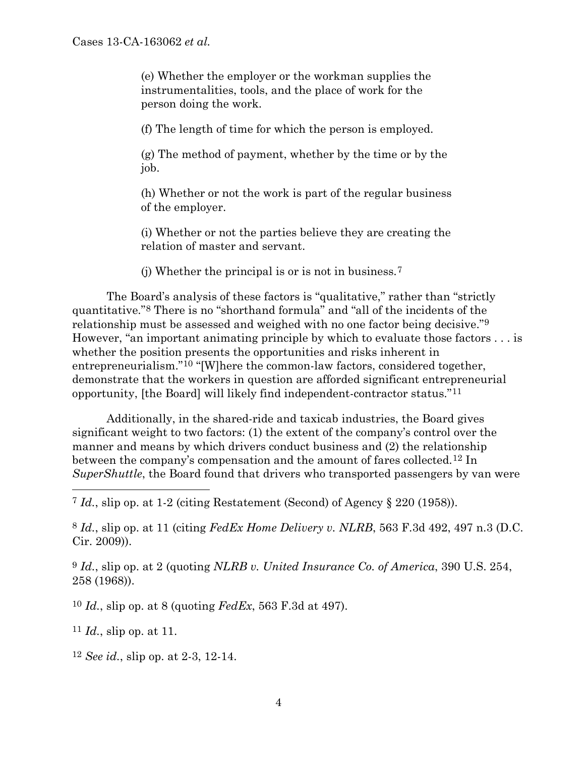(e) Whether the employer or the workman supplies the instrumentalities, tools, and the place of work for the person doing the work.

(f) The length of time for which the person is employed.

(g) The method of payment, whether by the time or by the job.

(h) Whether or not the work is part of the regular business of the employer.

(i) Whether or not the parties believe they are creating the relation of master and servant.

(j) Whether the principal is or is not in business.[7]

The Board's analysis of these factors is "qualitative," rather than "strictly quantitative."[8] There is no "shorthand formula" and "all of the incidents of the relationship must be assessed and weighed with no one factor being decisive."[9] However, "an important animating principle by which to evaluate those factors . . . is whether the position presents the opportunities and risks inherent in entrepreneurialism."[10] "[W]here the common-law factors, considered together, demonstrate that the workers in question are afforded significant entrepreneurial opportunity, [the Board] will likely find independent-contractor status."[11]

Additionally, in the shared-ride and taxicab industries, the Board gives significant weight to two factors: (1) the extent of the company's control over the manner and means by which drivers conduct business and (2) the relationship between the company's compensation and the amount of fares collected.[12] In *SuperShuttle*, the Board found that drivers who transported passengers by van were

---

[7] *Id.*, slip op. at 1-2 (citing Restatement (Second) of Agency § 220 (1958)).

[8] *Id.*, slip op. at 11 (citing *FedEx Home Delivery v. NLRB*, 563 F.3d 492, 497 n.3 (D.C. Cir. 2009)).

[9] *Id.*, slip op. at 2 (quoting *NLRB v. United Insurance Co. of America*, 390 U.S. 254, 258 (1968)).

[10] *Id.*, slip op. at 8 (quoting *FedEx*, 563 F.3d at 497).

[11] *Id.*, slip op. at 11.

[12] *See id.*, slip op. at 2-3, 12-14.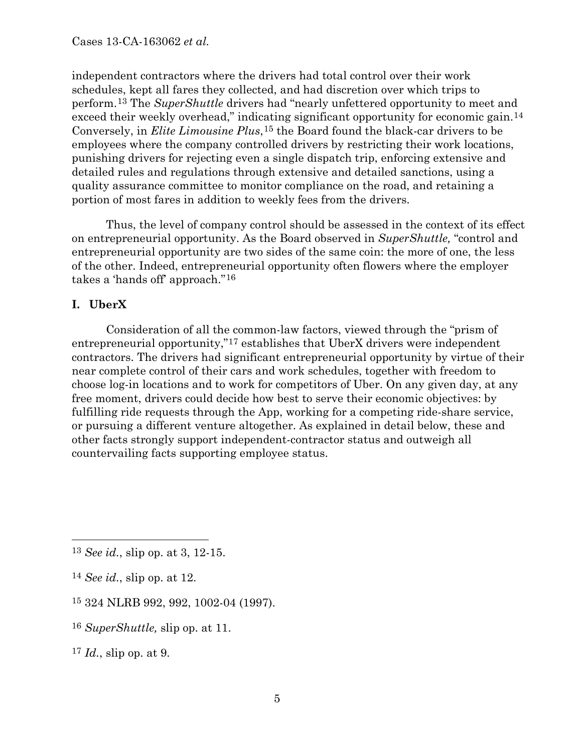independent contractors where the drivers had total control over their work schedules, kept all fares they collected, and had discretion over which trips to perform.[13] The *SuperShuttle* drivers had "nearly unfettered opportunity to meet and exceed their weekly overhead," indicating significant opportunity for economic gain.[14] Conversely, in *Elite Limousine Plus*,[15] the Board found the black-car drivers to be employees where the company controlled drivers by restricting their work locations, punishing drivers for rejecting even a single dispatch trip, enforcing extensive and detailed rules and regulations through extensive and detailed sanctions, using a quality assurance committee to monitor compliance on the road, and retaining a portion of most fares in addition to weekly fees from the drivers.

Thus, the level of company control should be assessed in the context of its effect on entrepreneurial opportunity. As the Board observed in *SuperShuttle,* "control and entrepreneurial opportunity are two sides of the same coin: the more of one, the less of the other. Indeed, entrepreneurial opportunity often flowers where the employer takes a 'hands off' approach."[16]

## I. UberX

Consideration of all the common-law factors, viewed through the "prism of entrepreneurial opportunity,"[17] establishes that UberX drivers were independent contractors. The drivers had significant entrepreneurial opportunity by virtue of their near complete control of their cars and work schedules, together with freedom to choose log-in locations and to work for competitors of Uber. On any given day, at any free moment, drivers could decide how best to serve their economic objectives: by fulfilling ride requests through the App, working for a competing ride-share service, or pursuing a different venture altogether. As explained in detail below, these and other facts strongly support independent-contractor status and outweigh all countervailing facts supporting employee status.

---

[13] *See id.*, slip op. at 3, 12-15.

[14] *See id.*, slip op. at 12.

[15] 324 NLRB 992, 992, 1002-04 (1997).

[16] *SuperShuttle,* slip op. at 11.

[17] *Id.*, slip op. at 9.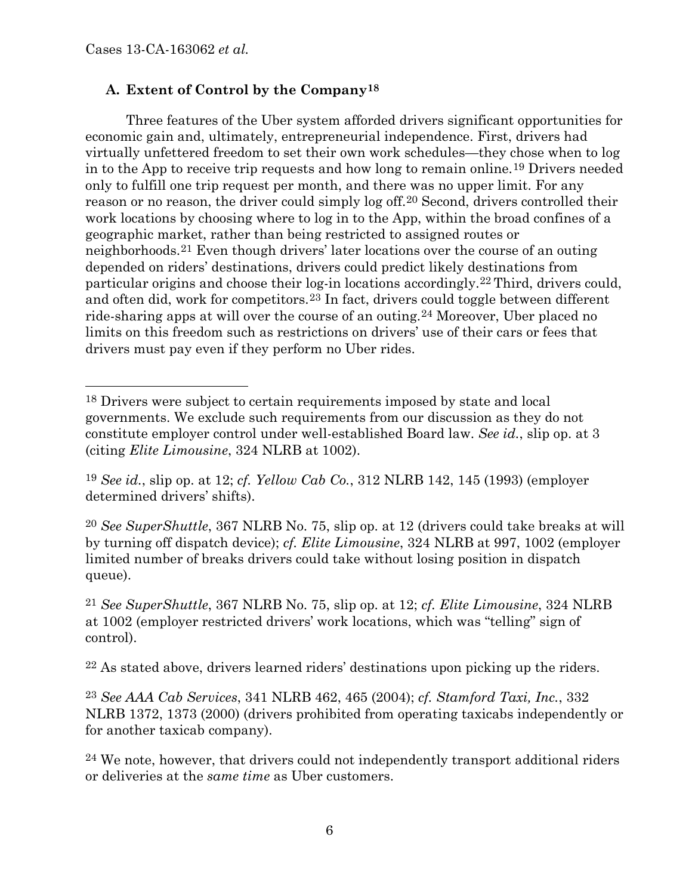### A. Extent of Control by the Company[18]

Three features of the Uber system afforded drivers significant opportunities for economic gain and, ultimately, entrepreneurial independence. First, drivers had virtually unfettered freedom to set their own work schedules—they chose when to log in to the App to receive trip requests and how long to remain online.[19] Drivers needed only to fulfill one trip request per month, and there was no upper limit. For any reason or no reason, the driver could simply log off.[20] Second, drivers controlled their work locations by choosing where to log in to the App, within the broad confines of a geographic market, rather than being restricted to assigned routes or neighborhoods.[21] Even though drivers' later locations over the course of an outing depended on riders' destinations, drivers could predict likely destinations from particular origins and choose their log-in locations accordingly.[22] Third, drivers could, and often did, work for competitors.[23] In fact, drivers could toggle between different ride-sharing apps at will over the course of an outing.[24] Moreover, Uber placed no limits on this freedom such as restrictions on drivers' use of their cars or fees that drivers must pay even if they perform no Uber rides.

---

[18] Drivers were subject to certain requirements imposed by state and local governments. We exclude such requirements from our discussion as they do not constitute employer control under well-established Board law. *See id.*, slip op. at 3 (citing *Elite Limousine*, 324 NLRB at 1002).

[19] *See id.*, slip op. at 12; *cf. Yellow Cab Co.*, 312 NLRB 142, 145 (1993) (employer determined drivers' shifts).

[20] *See SuperShuttle*, 367 NLRB No. 75, slip op. at 12 (drivers could take breaks at will by turning off dispatch device); *cf. Elite Limousine*, 324 NLRB at 997, 1002 (employer limited number of breaks drivers could take without losing position in dispatch queue).

[21] *See SuperShuttle*, 367 NLRB No. 75, slip op. at 12; *cf. Elite Limousine*, 324 NLRB at 1002 (employer restricted drivers' work locations, which was "telling" sign of control).

[22] As stated above, drivers learned riders' destinations upon picking up the riders.

[23] *See AAA Cab Services*, 341 NLRB 462, 465 (2004); *cf. Stamford Taxi, Inc.*, 332 NLRB 1372, 1373 (2000) (drivers prohibited from operating taxicabs independently or for another taxicab company).

[24] We note, however, that drivers could not independently transport additional riders or deliveries at the *same time* as Uber customers.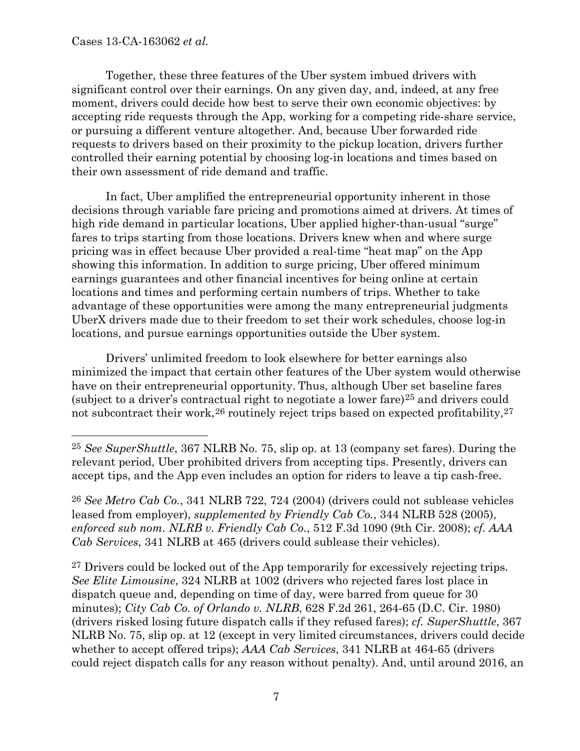Together, these three features of the Uber system imbued drivers with significant control over their earnings. On any given day, and, indeed, at any free moment, drivers could decide how best to serve their own economic objectives: by accepting ride requests through the App, working for a competing ride-share service, or pursuing a different venture altogether. And, because Uber forwarded ride requests to drivers based on their proximity to the pickup location, drivers further controlled their earning potential by choosing log-in locations and times based on their own assessment of ride demand and traffic.

In fact, Uber amplified the entrepreneurial opportunity inherent in those decisions through variable fare pricing and promotions aimed at drivers. At times of high ride demand in particular locations, Uber applied higher-than-usual "surge" fares to trips starting from those locations. Drivers knew when and where surge pricing was in effect because Uber provided a real-time "heat map" on the App showing this information. In addition to surge pricing, Uber offered minimum earnings guarantees and other financial incentives for being online at certain locations and times and performing certain numbers of trips. Whether to take advantage of these opportunities were among the many entrepreneurial judgments UberX drivers made due to their freedom to set their work schedules, choose log-in locations, and pursue earnings opportunities outside the Uber system.

Drivers' unlimited freedom to look elsewhere for better earnings also minimized the impact that certain other features of the Uber system would otherwise have on their entrepreneurial opportunity. Thus, although Uber set baseline fares (subject to a driver's contractual right to negotiate a lower fare)[25] and drivers could not subcontract their work,[26] routinely reject trips based on expected profitability,[27]

---

[25] *See SuperShuttle*, 367 NLRB No. 75, slip op. at 13 (company set fares). During the relevant period, Uber prohibited drivers from accepting tips. Presently, drivers can accept tips, and the App even includes an option for riders to leave a tip cash-free.

[26] *See Metro Cab Co.*, 341 NLRB 722, 724 (2004) (drivers could not sublease vehicles leased from employer), *supplemented by Friendly Cab Co.*, 344 NLRB 528 (2005), *enforced sub nom. NLRB v. Friendly Cab Co.*, 512 F.3d 1090 (9th Cir. 2008); *cf. AAA Cab Services*, 341 NLRB at 465 (drivers could sublease their vehicles).

[27] Drivers could be locked out of the App temporarily for excessively rejecting trips. *See Elite Limousine*, 324 NLRB at 1002 (drivers who rejected fares lost place in dispatch queue and, depending on time of day, were barred from queue for 30 minutes); *City Cab Co. of Orlando v. NLRB*, 628 F.2d 261, 264-65 (D.C. Cir. 1980) (drivers risked losing future dispatch calls if they refused fares); *cf. SuperShuttle*, 367 NLRB No. 75, slip op. at 12 (except in very limited circumstances, drivers could decide whether to accept offered trips); *AAA Cab Services*, 341 NLRB at 464-65 (drivers could reject dispatch calls for any reason without penalty). And, until around 2016, an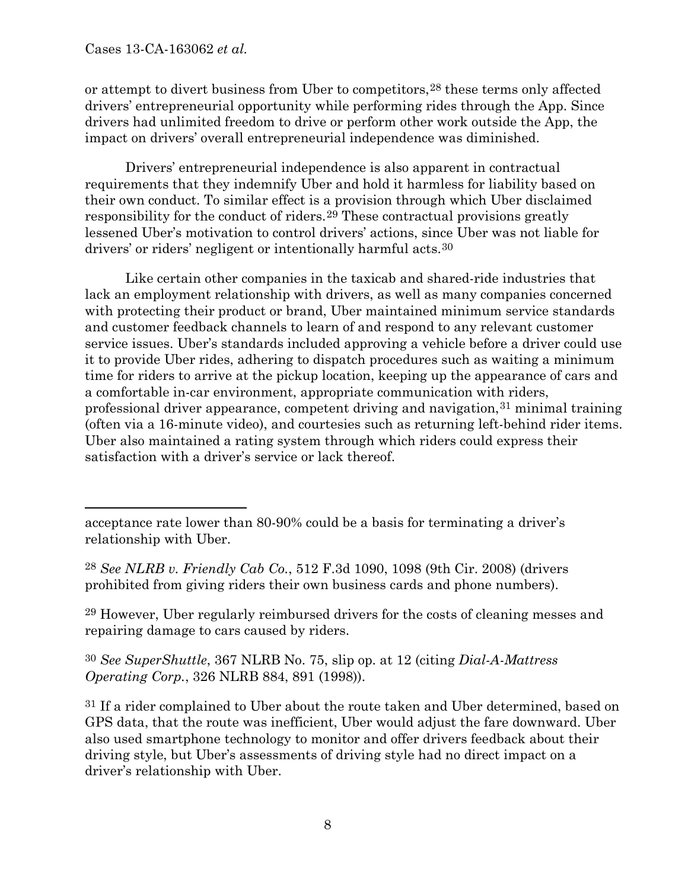or attempt to divert business from Uber to competitors,[28] these terms only affected drivers' entrepreneurial opportunity while performing rides through the App. Since drivers had unlimited freedom to drive or perform other work outside the App, the impact on drivers' overall entrepreneurial independence was diminished.

Drivers' entrepreneurial independence is also apparent in contractual requirements that they indemnify Uber and hold it harmless for liability based on their own conduct. To similar effect is a provision through which Uber disclaimed responsibility for the conduct of riders.[29] These contractual provisions greatly lessened Uber's motivation to control drivers' actions, since Uber was not liable for drivers' or riders' negligent or intentionally harmful acts.[30]

Like certain other companies in the taxicab and shared-ride industries that lack an employment relationship with drivers, as well as many companies concerned with protecting their product or brand, Uber maintained minimum service standards and customer feedback channels to learn of and respond to any relevant customer service issues. Uber's standards included approving a vehicle before a driver could use it to provide Uber rides, adhering to dispatch procedures such as waiting a minimum time for riders to arrive at the pickup location, keeping up the appearance of cars and a comfortable in-car environment, appropriate communication with riders, professional driver appearance, competent driving and navigation,[31] minimal training (often via a 16-minute video), and courtesies such as returning left-behind rider items. Uber also maintained a rating system through which riders could express their satisfaction with a driver's service or lack thereof.

---

acceptance rate lower than 80-90% could be a basis for terminating a driver's relationship with Uber.

[28] *See NLRB v. Friendly Cab Co.*, 512 F.3d 1090, 1098 (9th Cir. 2008) (drivers prohibited from giving riders their own business cards and phone numbers).

[29] However, Uber regularly reimbursed drivers for the costs of cleaning messes and repairing damage to cars caused by riders.

[30] *See SuperShuttle*, 367 NLRB No. 75, slip op. at 12 (citing *Dial-A-Mattress Operating Corp.*, 326 NLRB 884, 891 (1998)).

[31] If a rider complained to Uber about the route taken and Uber determined, based on GPS data, that the route was inefficient, Uber would adjust the fare downward. Uber also used smartphone technology to monitor and offer drivers feedback about their driving style, but Uber's assessments of driving style had no direct impact on a driver's relationship with Uber.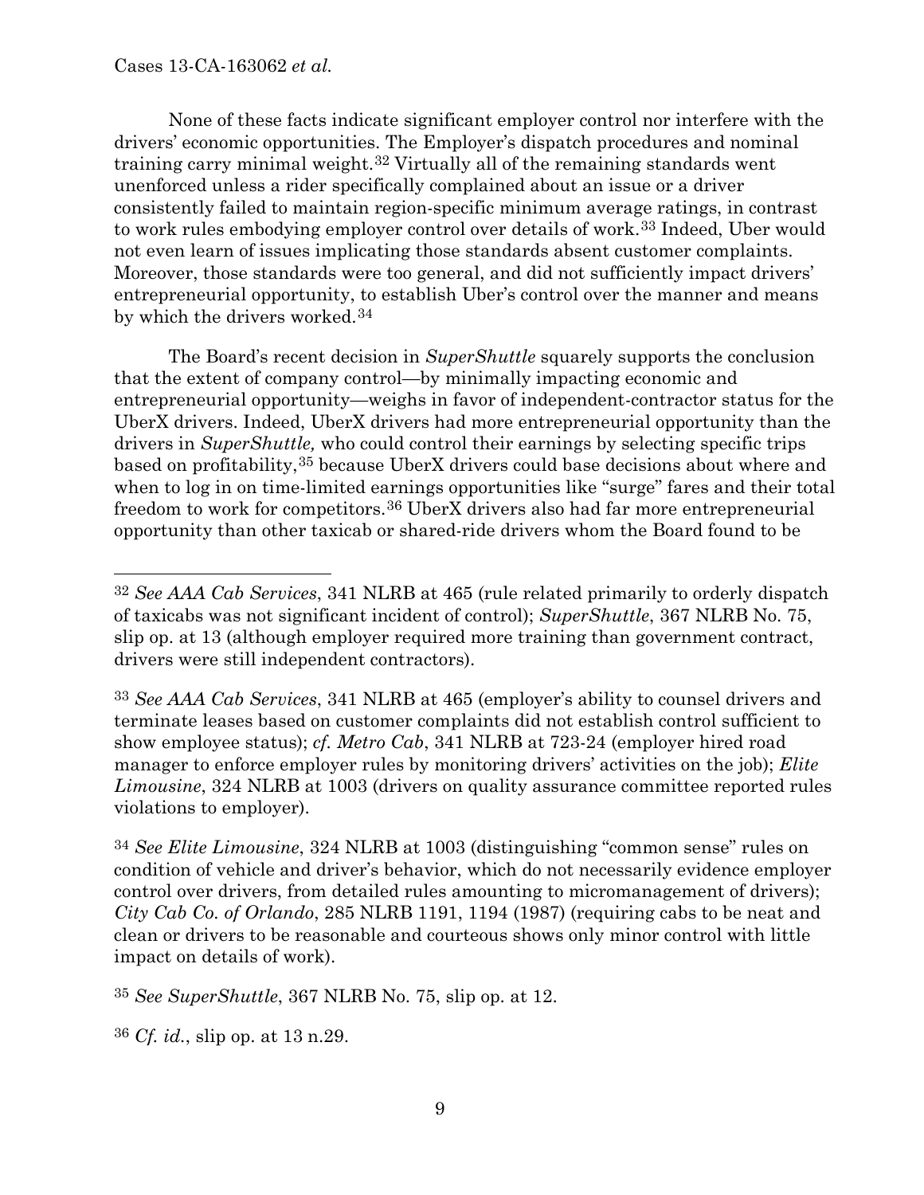None of these facts indicate significant employer control nor interfere with the drivers' economic opportunities. The Employer's dispatch procedures and nominal training carry minimal weight.[32] Virtually all of the remaining standards went unenforced unless a rider specifically complained about an issue or a driver consistently failed to maintain region-specific minimum average ratings, in contrast to work rules embodying employer control over details of work.[33] Indeed, Uber would not even learn of issues implicating those standards absent customer complaints. Moreover, those standards were too general, and did not sufficiently impact drivers' entrepreneurial opportunity, to establish Uber's control over the manner and means by which the drivers worked.[34]

The Board's recent decision in *SuperShuttle* squarely supports the conclusion that the extent of company control—by minimally impacting economic and entrepreneurial opportunity—weighs in favor of independent-contractor status for the UberX drivers. Indeed, UberX drivers had more entrepreneurial opportunity than the drivers in *SuperShuttle,* who could control their earnings by selecting specific trips based on profitability,[35] because UberX drivers could base decisions about where and when to log in on time-limited earnings opportunities like "surge" fares and their total freedom to work for competitors.[36] UberX drivers also had far more entrepreneurial opportunity than other taxicab or shared-ride drivers whom the Board found to be

---

[32] *See AAA Cab Services*, 341 NLRB at 465 (rule related primarily to orderly dispatch of taxicabs was not significant incident of control); *SuperShuttle*, 367 NLRB No. 75, slip op. at 13 (although employer required more training than government contract, drivers were still independent contractors).

[33] *See AAA Cab Services*, 341 NLRB at 465 (employer's ability to counsel drivers and terminate leases based on customer complaints did not establish control sufficient to show employee status); *cf. Metro Cab*, 341 NLRB at 723-24 (employer hired road manager to enforce employer rules by monitoring drivers' activities on the job); *Elite Limousine*, 324 NLRB at 1003 (drivers on quality assurance committee reported rules violations to employer).

[34] *See Elite Limousine*, 324 NLRB at 1003 (distinguishing "common sense" rules on condition of vehicle and driver's behavior, which do not necessarily evidence employer control over drivers, from detailed rules amounting to micromanagement of drivers); *City Cab Co. of Orlando*, 285 NLRB 1191, 1194 (1987) (requiring cabs to be neat and clean or drivers to be reasonable and courteous shows only minor control with little impact on details of work).

[35] *See SuperShuttle*, 367 NLRB No. 75, slip op. at 12.

[36] *Cf. id.*, slip op. at 13 n.29.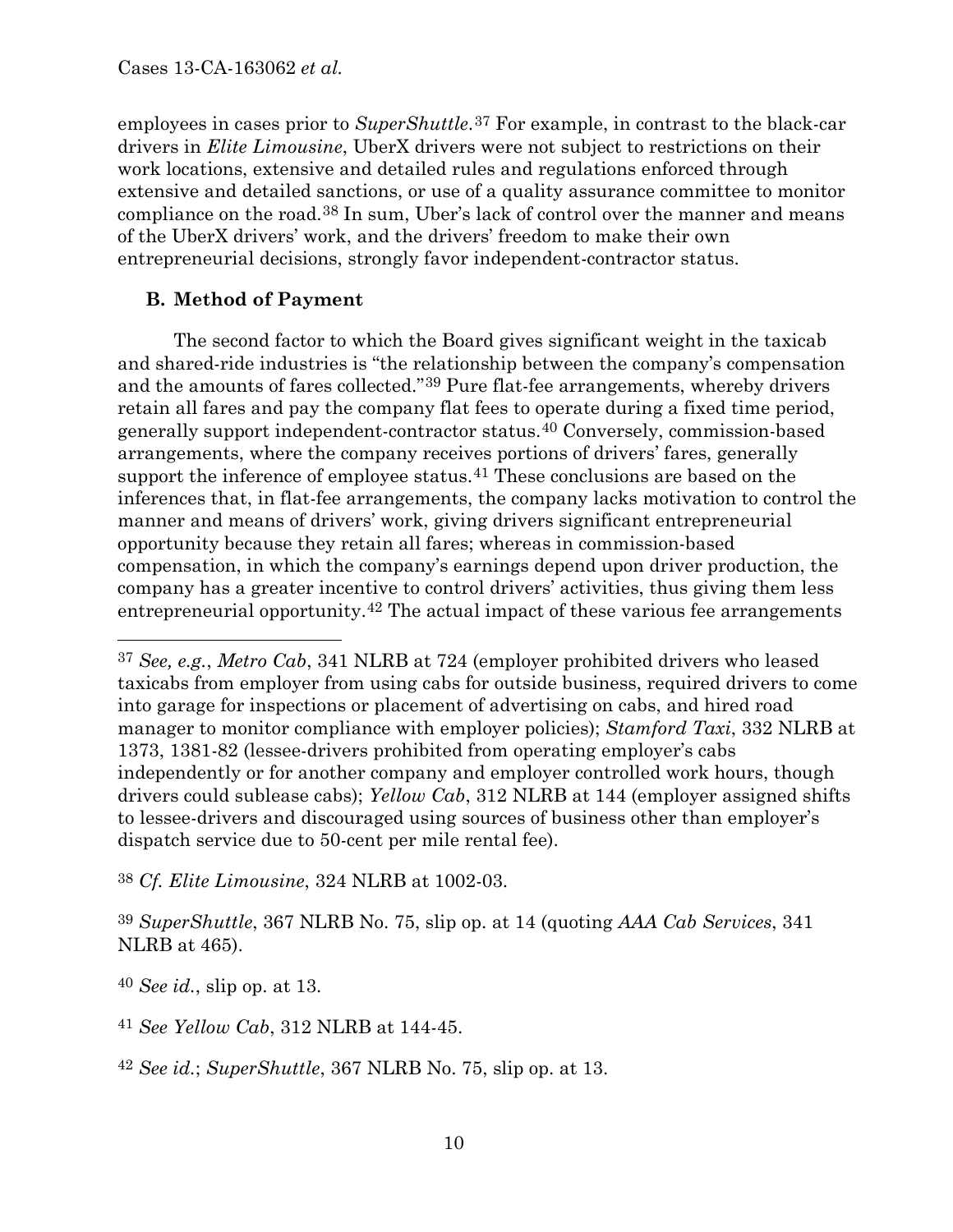employees in cases prior to *SuperShuttle*.[37] For example, in contrast to the black-car drivers in *Elite Limousine*, UberX drivers were not subject to restrictions on their work locations, extensive and detailed rules and regulations enforced through extensive and detailed sanctions, or use of a quality assurance committee to monitor compliance on the road.[38] In sum, Uber's lack of control over the manner and means of the UberX drivers' work, and the drivers' freedom to make their own entrepreneurial decisions, strongly favor independent-contractor status.

### B. Method of Payment

The second factor to which the Board gives significant weight in the taxicab and shared-ride industries is "the relationship between the company's compensation and the amounts of fares collected."[39] Pure flat-fee arrangements, whereby drivers retain all fares and pay the company flat fees to operate during a fixed time period, generally support independent-contractor status.[40] Conversely, commission-based arrangements, where the company receives portions of drivers' fares, generally support the inference of employee status.[41] These conclusions are based on the inferences that, in flat-fee arrangements, the company lacks motivation to control the manner and means of drivers' work, giving drivers significant entrepreneurial opportunity because they retain all fares; whereas in commission-based compensation, in which the company's earnings depend upon driver production, the company has a greater incentive to control drivers' activities, thus giving them less entrepreneurial opportunity.[42] The actual impact of these various fee arrangements

---

[37] *See, e.g.*, *Metro Cab*, 341 NLRB at 724 (employer prohibited drivers who leased taxicabs from employer from using cabs for outside business, required drivers to come into garage for inspections or placement of advertising on cabs, and hired road manager to monitor compliance with employer policies); *Stamford Taxi*, 332 NLRB at 1373, 1381-82 (lessee-drivers prohibited from operating employer's cabs independently or for another company and employer controlled work hours, though drivers could sublease cabs); *Yellow Cab*, 312 NLRB at 144 (employer assigned shifts to lessee-drivers and discouraged using sources of business other than employer's dispatch service due to 50-cent per mile rental fee).

[38] *Cf. Elite Limousine*, 324 NLRB at 1002-03.

[39] *SuperShuttle*, 367 NLRB No. 75, slip op. at 14 (quoting *AAA Cab Services*, 341 NLRB at 465).

[40] *See id.*, slip op. at 13.

[41] *See Yellow Cab*, 312 NLRB at 144-45.

[42] *See id.*; *SuperShuttle*, 367 NLRB No. 75, slip op. at 13.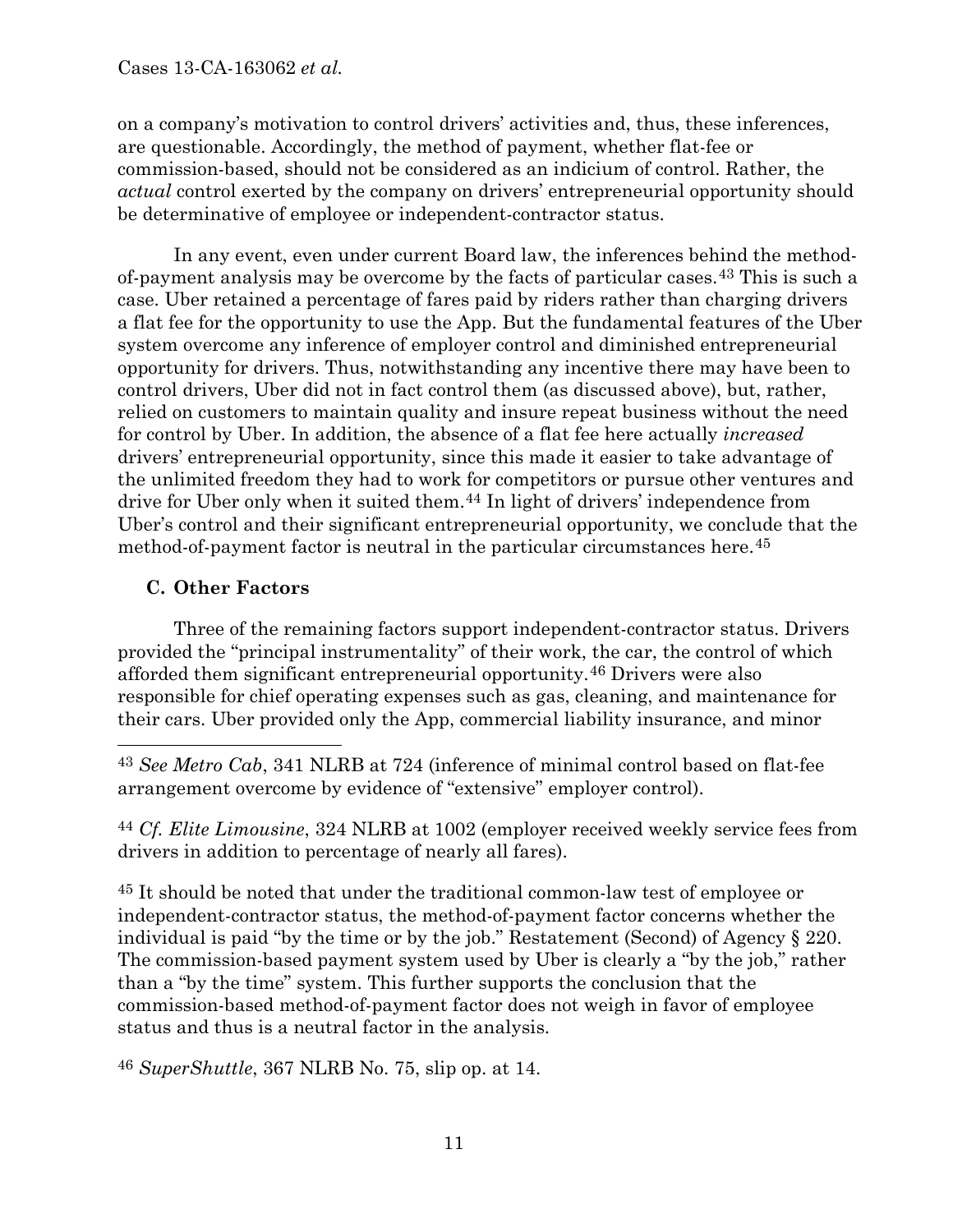on a company's motivation to control drivers' activities and, thus, these inferences, are questionable. Accordingly, the method of payment, whether flat-fee or commission-based, should not be considered as an indicium of control. Rather, the *actual* control exerted by the company on drivers' entrepreneurial opportunity should be determinative of employee or independent-contractor status.

In any event, even under current Board law, the inferences behind the method-of-payment analysis may be overcome by the facts of particular cases.[43] This is such a case. Uber retained a percentage of fares paid by riders rather than charging drivers a flat fee for the opportunity to use the App. But the fundamental features of the Uber system overcome any inference of employer control and diminished entrepreneurial opportunity for drivers. Thus, notwithstanding any incentive there may have been to control drivers, Uber did not in fact control them (as discussed above), but, rather, relied on customers to maintain quality and insure repeat business without the need for control by Uber. In addition, the absence of a flat fee here actually *increased* drivers' entrepreneurial opportunity, since this made it easier to take advantage of the unlimited freedom they had to work for competitors or pursue other ventures and drive for Uber only when it suited them.[44] In light of drivers' independence from Uber's control and their significant entrepreneurial opportunity, we conclude that the method-of-payment factor is neutral in the particular circumstances here.[45]

### C. Other Factors

Three of the remaining factors support independent-contractor status. Drivers provided the "principal instrumentality" of their work, the car, the control of which afforded them significant entrepreneurial opportunity.[46] Drivers were also responsible for chief operating expenses such as gas, cleaning, and maintenance for their cars. Uber provided only the App, commercial liability insurance, and minor

---

[43] *See Metro Cab*, 341 NLRB at 724 (inference of minimal control based on flat-fee arrangement overcome by evidence of "extensive" employer control).

[44] *Cf. Elite Limousine*, 324 NLRB at 1002 (employer received weekly service fees from drivers in addition to percentage of nearly all fares).

[45] It should be noted that under the traditional common-law test of employee or independent-contractor status, the method-of-payment factor concerns whether the individual is paid "by the time or by the job." Restatement (Second) of Agency § 220. The commission-based payment system used by Uber is clearly a "by the job," rather than a "by the time" system. This further supports the conclusion that the commission-based method-of-payment factor does not weigh in favor of employee status and thus is a neutral factor in the analysis.

[46] *SuperShuttle*, 367 NLRB No. 75, slip op. at 14.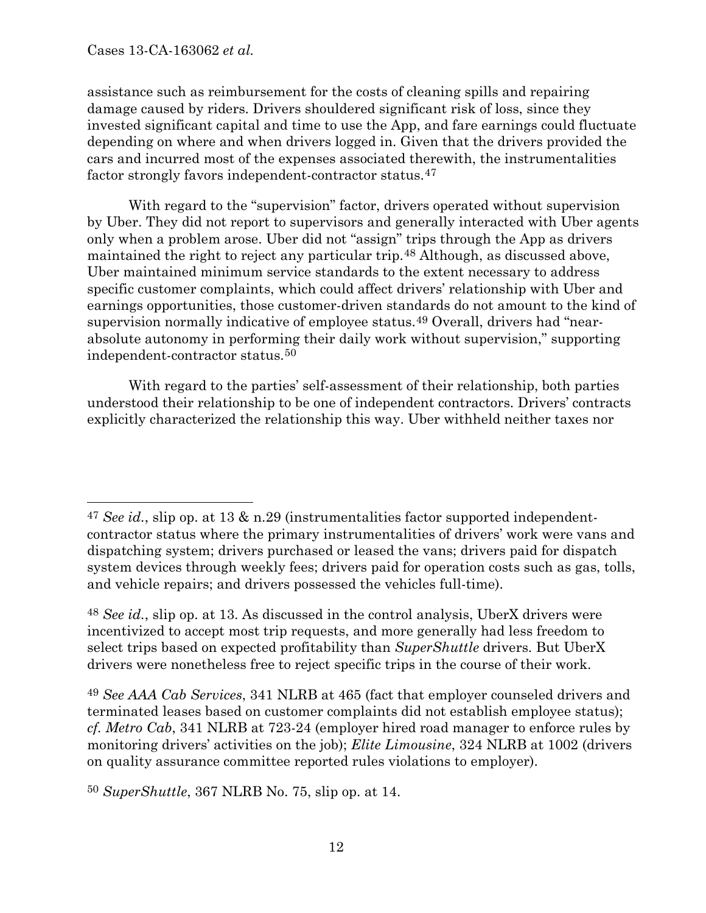assistance such as reimbursement for the costs of cleaning spills and repairing damage caused by riders. Drivers shouldered significant risk of loss, since they invested significant capital and time to use the App, and fare earnings could fluctuate depending on where and when drivers logged in. Given that the drivers provided the cars and incurred most of the expenses associated therewith, the instrumentalities factor strongly favors independent-contractor status.[47]

With regard to the "supervision" factor, drivers operated without supervision by Uber. They did not report to supervisors and generally interacted with Uber agents only when a problem arose. Uber did not "assign" trips through the App as drivers maintained the right to reject any particular trip.[48] Although, as discussed above, Uber maintained minimum service standards to the extent necessary to address specific customer complaints, which could affect drivers' relationship with Uber and earnings opportunities, those customer-driven standards do not amount to the kind of supervision normally indicative of employee status.[49] Overall, drivers had "near-absolute autonomy in performing their daily work without supervision," supporting independent-contractor status.[50]

With regard to the parties' self-assessment of their relationship, both parties understood their relationship to be one of independent contractors. Drivers' contracts explicitly characterized the relationship this way. Uber withheld neither taxes nor

---

[47] *See id.*, slip op. at 13 & n.29 (instrumentalities factor supported independent-contractor status where the primary instrumentalities of drivers' work were vans and dispatching system; drivers purchased or leased the vans; drivers paid for dispatch system devices through weekly fees; drivers paid for operation costs such as gas, tolls, and vehicle repairs; and drivers possessed the vehicles full-time).

[48] *See id.*, slip op. at 13. As discussed in the control analysis, UberX drivers were incentivized to accept most trip requests, and more generally had less freedom to select trips based on expected profitability than *SuperShuttle* drivers. But UberX drivers were nonetheless free to reject specific trips in the course of their work.

[49] *See AAA Cab Services*, 341 NLRB at 465 (fact that employer counseled drivers and terminated leases based on customer complaints did not establish employee status); *cf. Metro Cab*, 341 NLRB at 723-24 (employer hired road manager to enforce rules by monitoring drivers' activities on the job); *Elite Limousine*, 324 NLRB at 1002 (drivers on quality assurance committee reported rules violations to employer).

[50] *SuperShuttle*, 367 NLRB No. 75, slip op. at 14.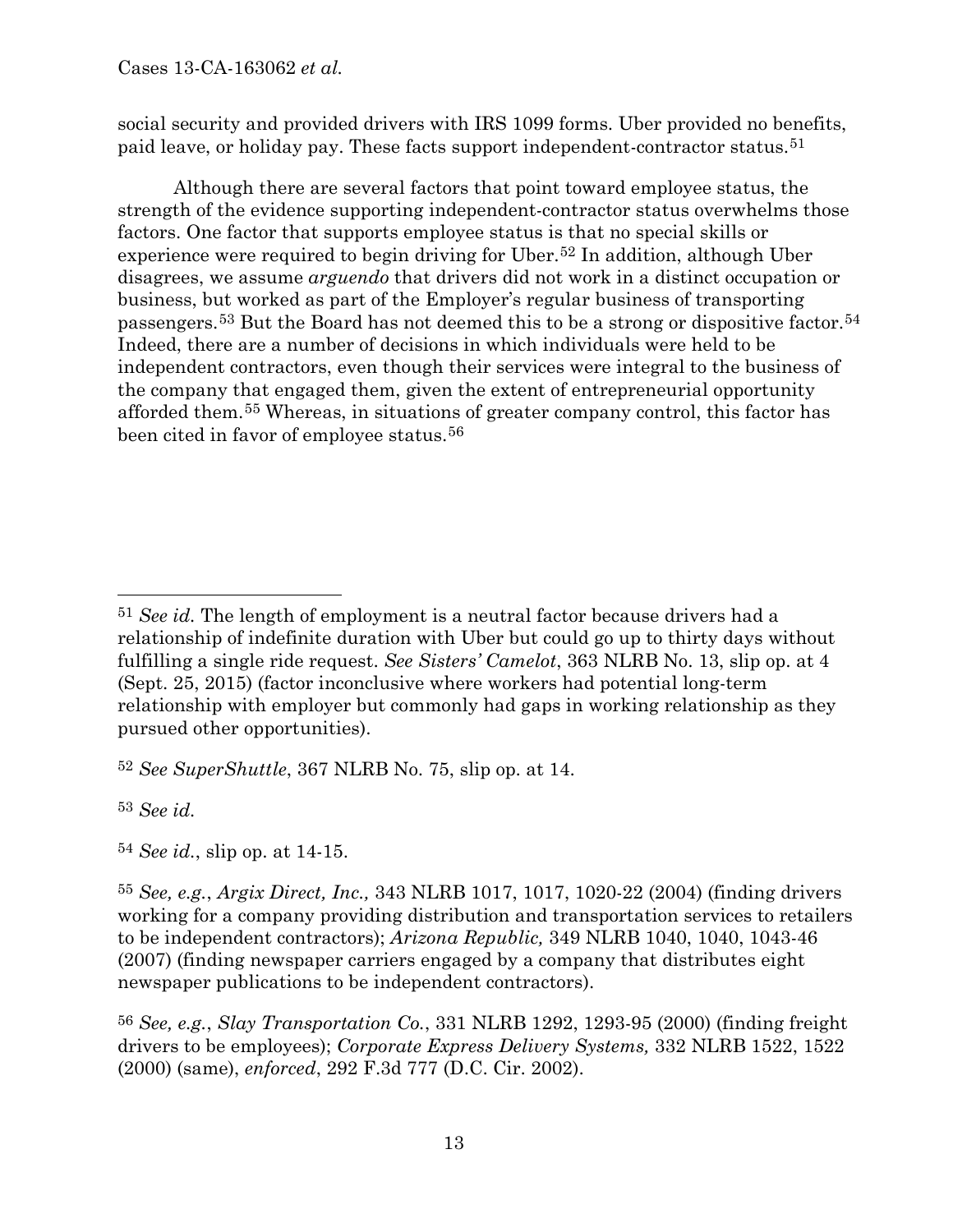social security and provided drivers with IRS 1099 forms. Uber provided no benefits, paid leave, or holiday pay. These facts support independent-contractor status.[51]

Although there are several factors that point toward employee status, the strength of the evidence supporting independent-contractor status overwhelms those factors. One factor that supports employee status is that no special skills or experience were required to begin driving for Uber.[52] In addition, although Uber disagrees, we assume *arguendo* that drivers did not work in a distinct occupation or business, but worked as part of the Employer's regular business of transporting passengers.[53] But the Board has not deemed this to be a strong or dispositive factor.[54] Indeed, there are a number of decisions in which individuals were held to be independent contractors, even though their services were integral to the business of the company that engaged them, given the extent of entrepreneurial opportunity afforded them.[55] Whereas, in situations of greater company control, this factor has been cited in favor of employee status.[56]

---

[51] *See id.* The length of employment is a neutral factor because drivers had a relationship of indefinite duration with Uber but could go up to thirty days without fulfilling a single ride request. *See Sisters' Camelot*, 363 NLRB No. 13, slip op. at 4 (Sept. 25, 2015) (factor inconclusive where workers had potential long-term relationship with employer but commonly had gaps in working relationship as they pursued other opportunities).

[52] *See SuperShuttle*, 367 NLRB No. 75, slip op. at 14.

[53] *See id.*

[54] *See id.*, slip op. at 14-15.

[55] *See, e.g.*, *Argix Direct, Inc.,* 343 NLRB 1017, 1017, 1020-22 (2004) (finding drivers working for a company providing distribution and transportation services to retailers to be independent contractors); *Arizona Republic,* 349 NLRB 1040, 1040, 1043-46 (2007) (finding newspaper carriers engaged by a company that distributes eight newspaper publications to be independent contractors).

[56] *See, e.g.*, *Slay Transportation Co.*, 331 NLRB 1292, 1293-95 (2000) (finding freight drivers to be employees); *Corporate Express Delivery Systems,* 332 NLRB 1522, 1522 (2000) (same), *enforced*, 292 F.3d 777 (D.C. Cir. 2002).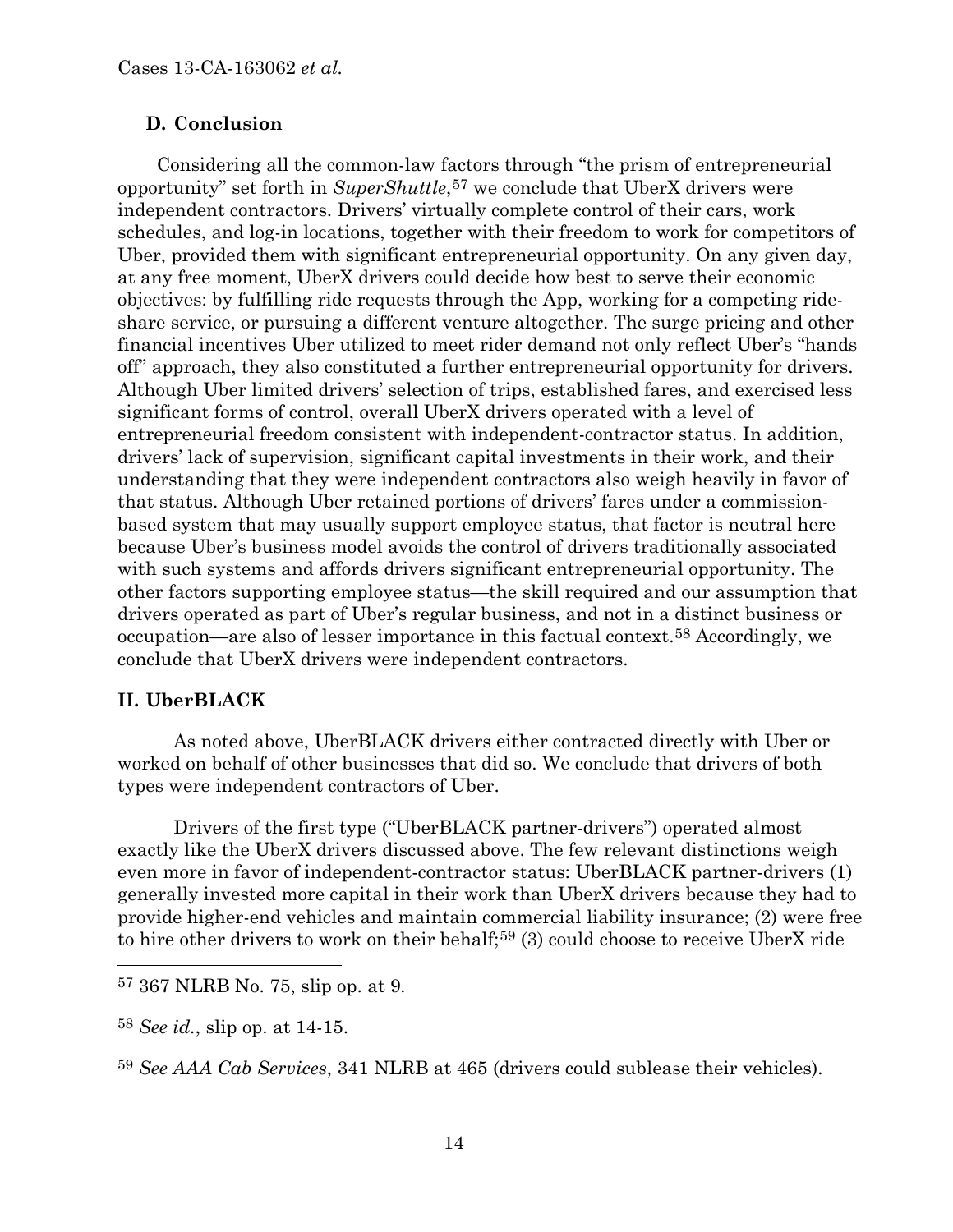## D. Conclusion

Considering all the common-law factors through "the prism of entrepreneurial opportunity" set forth in *SuperShuttle*,[57] we conclude that UberX drivers were independent contractors. Drivers' virtually complete control of their cars, work schedules, and log-in locations, together with their freedom to work for competitors of Uber, provided them with significant entrepreneurial opportunity. On any given day, at any free moment, UberX drivers could decide how best to serve their economic objectives: by fulfilling ride requests through the App, working for a competing ride-share service, or pursuing a different venture altogether. The surge pricing and other financial incentives Uber utilized to meet rider demand not only reflect Uber's "hands off" approach, they also constituted a further entrepreneurial opportunity for drivers. Although Uber limited drivers' selection of trips, established fares, and exercised less significant forms of control, overall UberX drivers operated with a level of entrepreneurial freedom consistent with independent-contractor status. In addition, drivers' lack of supervision, significant capital investments in their work, and their understanding that they were independent contractors also weigh heavily in favor of that status. Although Uber retained portions of drivers' fares under a commission-based system that may usually support employee status, that factor is neutral here because Uber's business model avoids the control of drivers traditionally associated with such systems and affords drivers significant entrepreneurial opportunity. The other factors supporting employee status—the skill required and our assumption that drivers operated as part of Uber's regular business, and not in a distinct business or occupation—are also of lesser importance in this factual context.[58] Accordingly, we conclude that UberX drivers were independent contractors.

# II. UberBLACK

As noted above, UberBLACK drivers either contracted directly with Uber or worked on behalf of other businesses that did so. We conclude that drivers of both types were independent contractors of Uber.

Drivers of the first type ("UberBLACK partner-drivers") operated almost exactly like the UberX drivers discussed above. The few relevant distinctions weigh even more in favor of independent-contractor status: UberBLACK partner-drivers (1) generally invested more capital in their work than UberX drivers because they had to provide higher-end vehicles and maintain commercial liability insurance; (2) were free to hire other drivers to work on their behalf;[59] (3) could choose to receive UberX ride

---

[57] 367 NLRB No. 75, slip op. at 9.

[58] *See id.*, slip op. at 14-15.

[59] *See AAA Cab Services*, 341 NLRB at 465 (drivers could sublease their vehicles).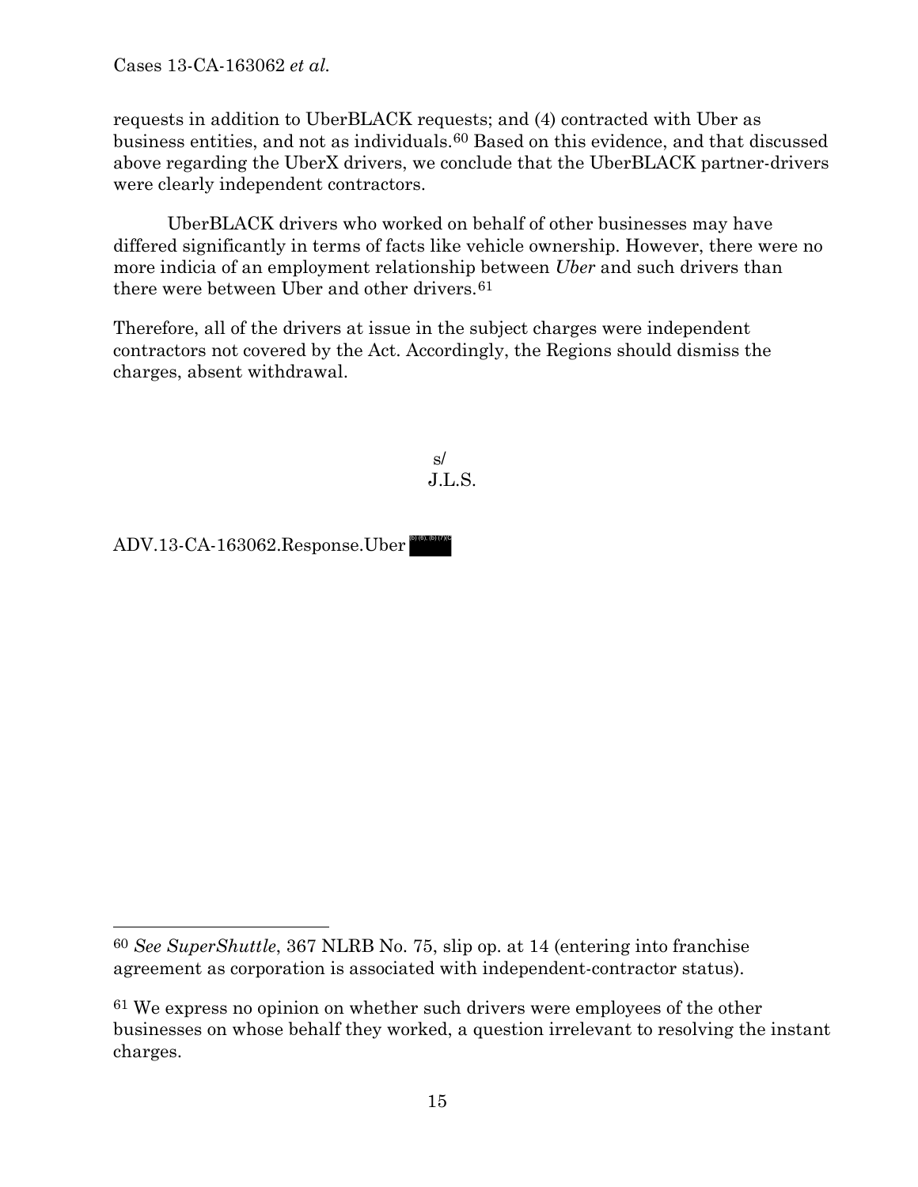requests in addition to UberBLACK requests; and (4) contracted with Uber as business entities, and not as individuals.[60] Based on this evidence, and that discussed above regarding the UberX drivers, we conclude that the UberBLACK partner-drivers were clearly independent contractors.

UberBLACK drivers who worked on behalf of other businesses may have differed significantly in terms of facts like vehicle ownership. However, there were no more indicia of an employment relationship between *Uber* and such drivers than there were between Uber and other drivers.[61]

Therefore, all of the drivers at issue in the subject charges were independent contractors not covered by the Act. Accordingly, the Regions should dismiss the charges, absent withdrawal.

s/
J.L.S.

ADV.13-CA-163062.Response.Uber (b) (6), (b) (7)(C)

---

[60] *See SuperShuttle*, 367 NLRB No. 75, slip op. at 14 (entering into franchise agreement as corporation is associated with independent-contractor status).

[61] We express no opinion on whether such drivers were employees of the other businesses on whose behalf they worked, a question irrelevant to resolving the instant charges.